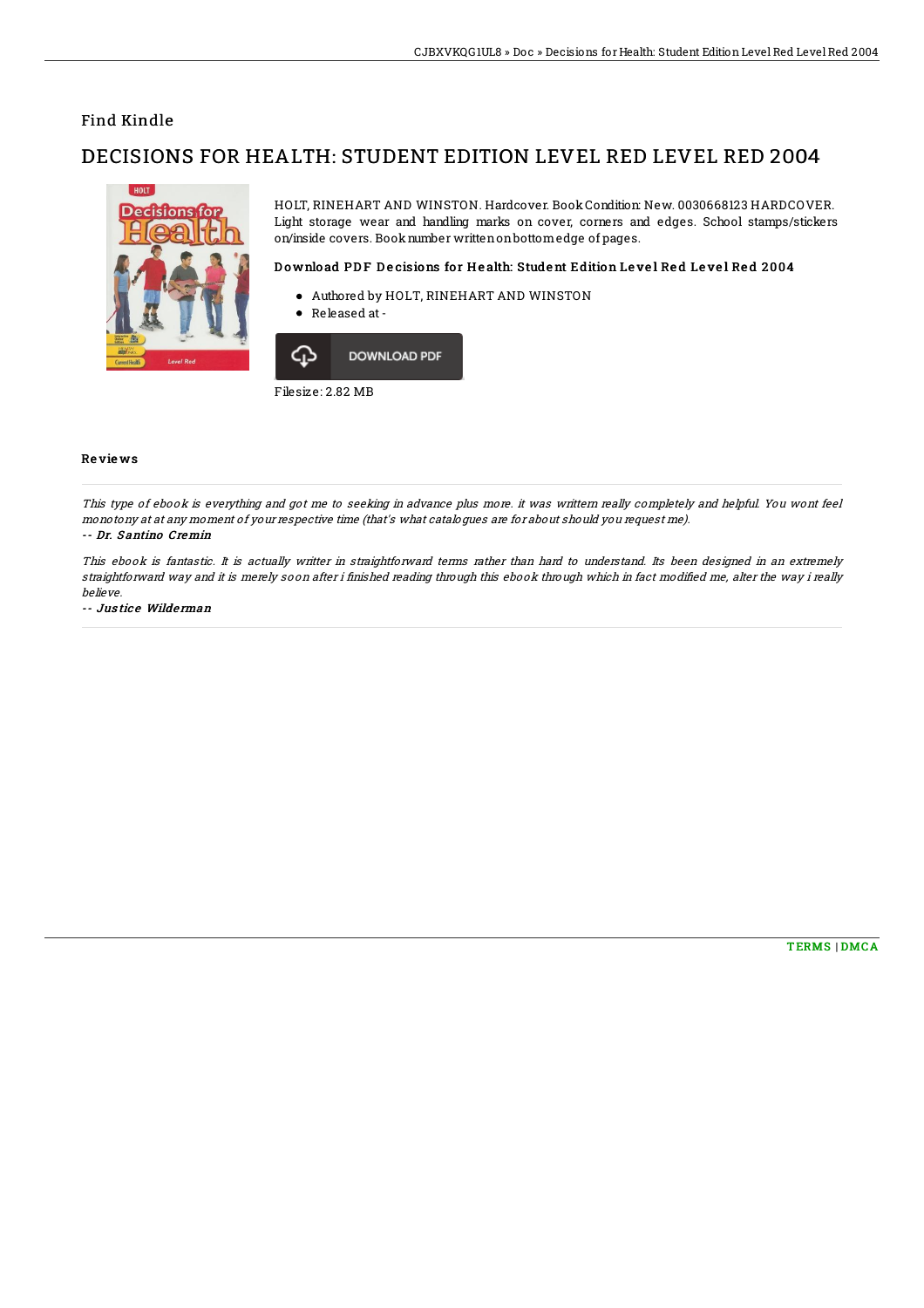# Find Kindle

## DECISIONS FOR HEALTH: STUDENT EDITION LEVEL RED LEVEL RED 2004

HOLT, RINEHART AND WINSTON. Hardcover. Book Condition: New. 0030668123 HARDCOVER. Light storage wear and handling marks on cover, corners and edges. School stamps/stickers on/inside covers. Book number written on bottom edge of pages.

### Download PDF Decisions for Health: Student Edition Level Red Level Red 2004

- Authored by HOLT, RINEHART AND WINSTON
- Released at -

DOWNLOAD PDF

Filesize: 2.82 MB

### Reviews

*This type of ebook is everything and got me to seeking in advance plus more. it was writtern really completely and helpful. You wont feel monotony at at any moment of your respective time (that's what catalogues are for about should you request me).*

*-- Dr. Santino Cremin*

*This ebook is fantastic. It is actually writter in straightforward terms rather than hard to understand. Its been designed in an extremely straightforward way and it is merely soon after i finished reading through this ebook through which in fact modified me, alter the way i really believe.*

*-- Justice Wilderman*

TERMS | DMCA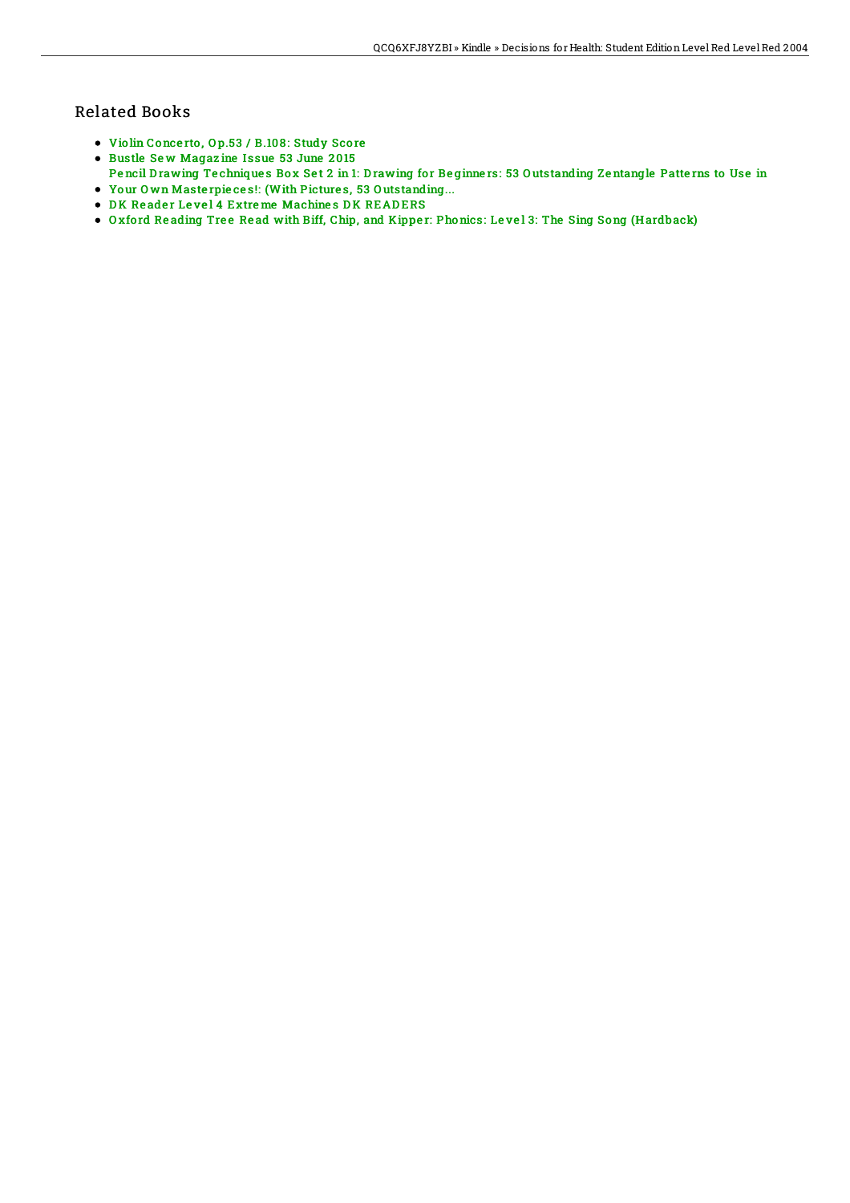## Related Books

- Violin Concerto, Op.53 / B.108: Study Score
- Bustle Sew Magazine Issue 53 June 2015
- Pencil Drawing Techniques Box Set 2 in 1: Drawing for Beginners: 53 Outstanding Zentangle Patterns to Use in Your Own Masterpieces!: (With Pictures, 53 Outstanding...
- DK Reader Level 4 Extreme Machines DK READERS
- Oxford Reading Tree Read with Biff, Chip, and Kipper: Phonics: Level 3: The Sing Song (Hardback)